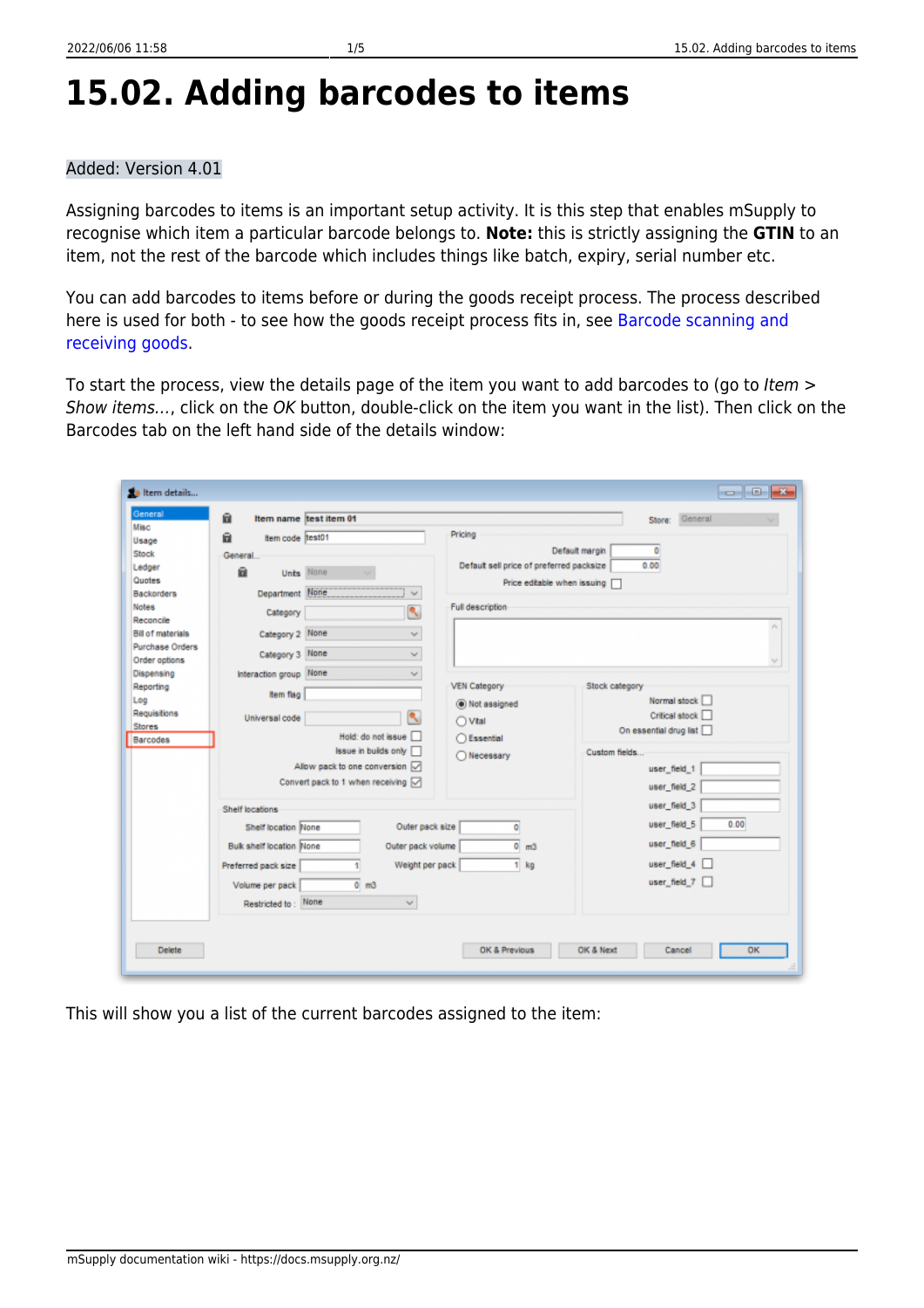# 15.02. Adding barcodes to items

Added: Version 4.01

Assigning barcodes to items is an important setup activity. It is this step that enables mSupply to recognise which item a particular barcode belongs to. **Note:** this is strictly assigning the **GTIN** to an item, not the rest of the barcode which includes things like batch, expiry, serial number etc.

You can add barcodes to items before or during the goods receipt process. The process described here is used for both - to see how the goods receipt process fits in, see Barcode scanning and receiving goods.

To start the process, view the details page of the item you want to add barcodes to (go to *Item > Show items...*, click on the *OK* button, double-click on the item you want in the list). Then click on the Barcodes tab on the left hand side of the details window:

This will show you a list of the current barcodes assigned to the item: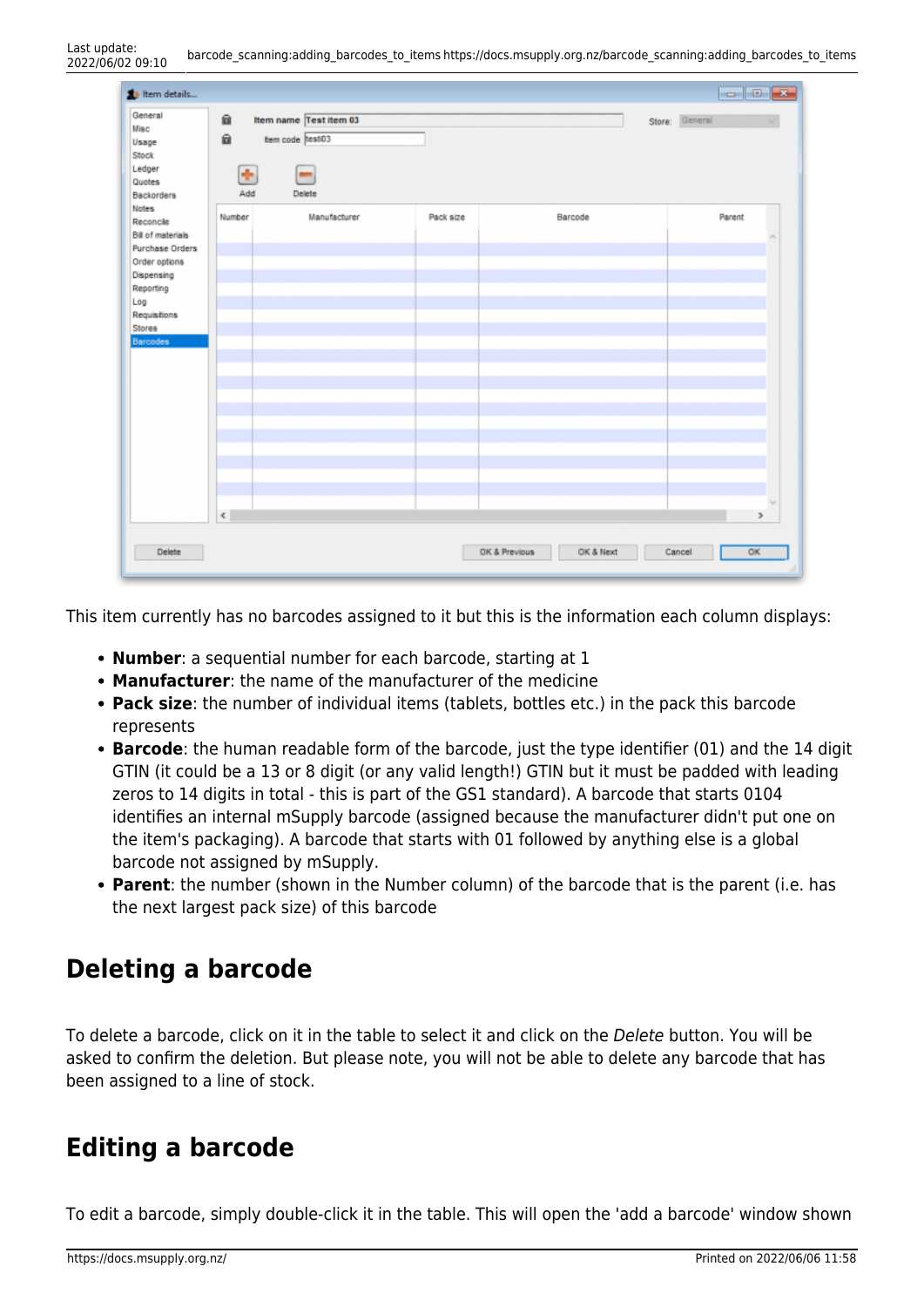This item currently has no barcodes assigned to it but this is the information each column displays:

- **Number**: a sequential number for each barcode, starting at 1
- **Manufacturer**: the name of the manufacturer of the medicine
- **Pack size**: the number of individual items (tablets, bottles etc.) in the pack this barcode represents
- **Barcode**: the human readable form of the barcode, just the type identifier (01) and the 14 digit GTIN (it could be a 13 or 8 digit (or any valid length!) GTIN but it must be padded with leading zeros to 14 digits in total - this is part of the GS1 standard). A barcode that starts 0104 identifies an internal mSupply barcode (assigned because the manufacturer didn't put one on the item's packaging). A barcode that starts with 01 followed by anything else is a global barcode not assigned by mSupply.
- **Parent**: the number (shown in the Number column) of the barcode that is the parent (i.e. has the next largest pack size) of this barcode

## Deleting a barcode

To delete a barcode, click on it in the table to select it and click on the *Delete* button. You will be asked to confirm the deletion. But please note, you will not be able to delete any barcode that has been assigned to a line of stock.

## Editing a barcode

To edit a barcode, simply double-click it in the table. This will open the 'add a barcode' window shown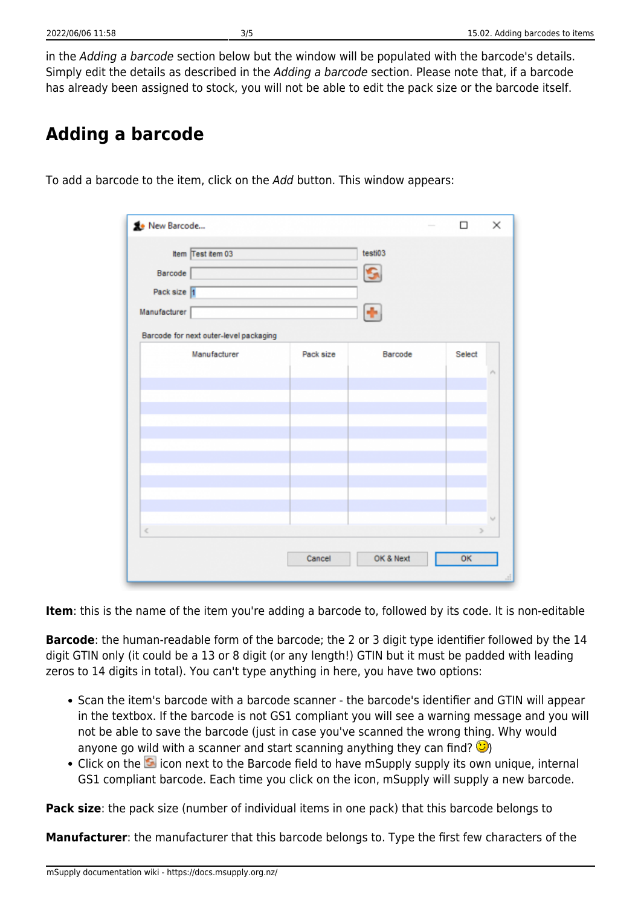in the *Adding a barcode* section below but the window will be populated with the barcode's details. Simply edit the details as described in the *Adding a barcode* section. Please note that, if a barcode has already been assigned to stock, you will not be able to edit the pack size or the barcode itself.

## Adding a barcode

To add a barcode to the item, click on the *Add* button. This window appears:

**Item**: this is the name of the item you're adding a barcode to, followed by its code. It is non-editable

**Barcode**: the human-readable form of the barcode; the 2 or 3 digit type identifier followed by the 14 digit GTIN only (it could be a 13 or 8 digit (or any length!) GTIN but it must be padded with leading zeros to 14 digits in total). You can't type anything in here, you have two options:

- Scan the item's barcode with a barcode scanner - the barcode's identifier and GTIN will appear in the textbox. If the barcode is not GS1 compliant you will see a warning message and you will not be able to save the barcode (just in case you've scanned the wrong thing. Why would anyone go wild with a scanner and start scanning anything they can find? 😉)
- Click on the icon next to the Barcode field to have mSupply supply its own unique, internal GS1 compliant barcode. Each time you click on the icon, mSupply will supply a new barcode.

**Pack size**: the pack size (number of individual items in one pack) that this barcode belongs to

**Manufacturer**: the manufacturer that this barcode belongs to. Type the first few characters of the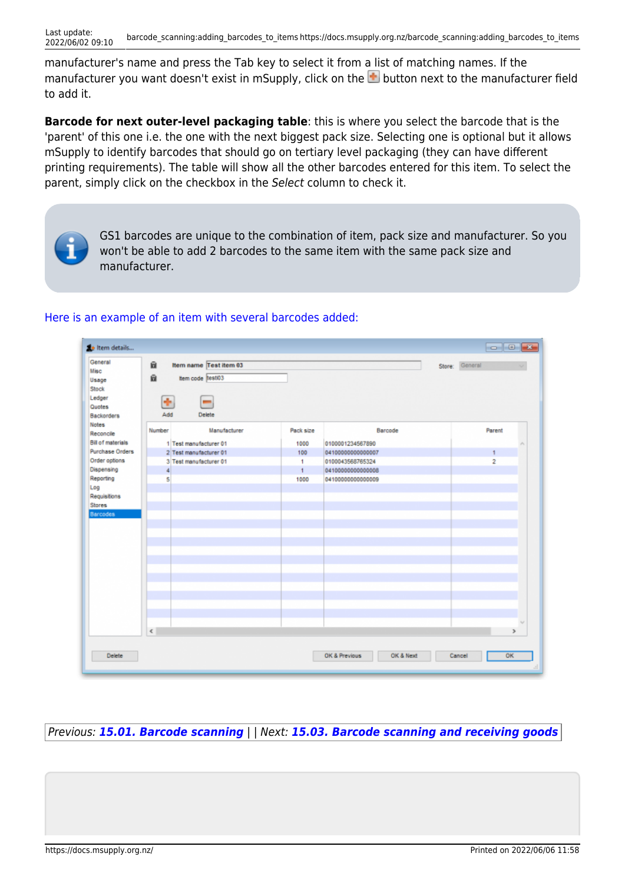manufacturer's name and press the Tab key to select it from a list of matching names. If the manufacturer you want doesn't exist in mSupply, click on the button next to the manufacturer field to add it.

**Barcode for next outer-level packaging table**: this is where you select the barcode that is the 'parent' of this one i.e. the one with the next biggest pack size. Selecting one is optional but it allows mSupply to identify barcodes that should go on tertiary level packaging (they can have different printing requirements). The table will show all the other barcodes entered for this item. To select the parent, simply click on the checkbox in the *Select* column to check it.

GS1 barcodes are unique to the combination of item, pack size and manufacturer. So you won't be able to add 2 barcodes to the same item with the same pack size and manufacturer.

Here is an example of an item with several barcodes added:

*Previous:* ***15.01. Barcode scanning*** | | *Next:* ***15.03. Barcode scanning and receiving goods***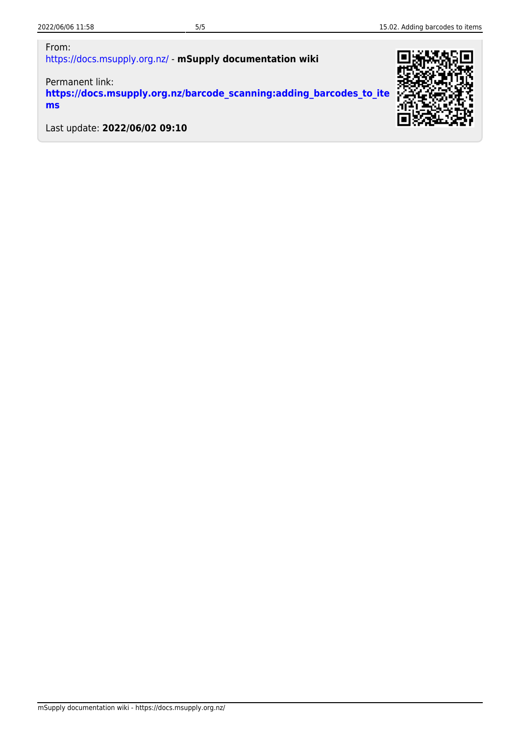From:
https://docs.msupply.org.nz/ - **mSupply documentation wiki**

Permanent link:
**https://docs.msupply.org.nz/barcode_scanning:adding_barcodes_to_items**

Last update: **2022/06/02 09:10**